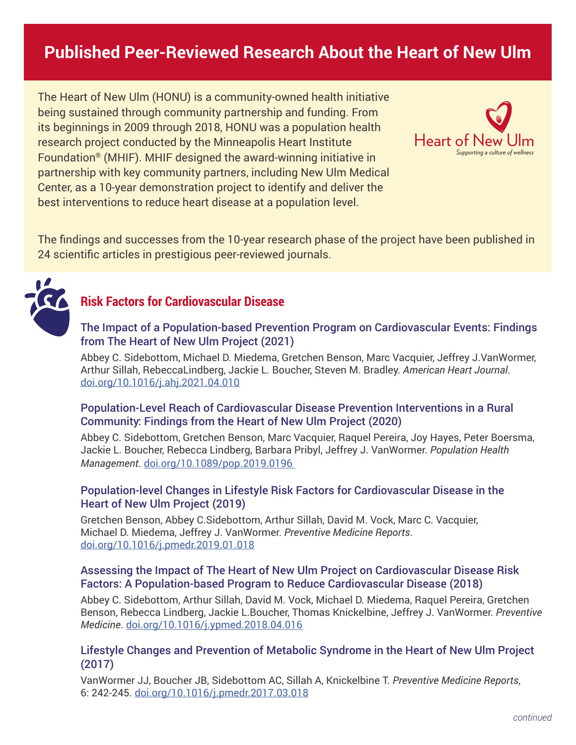# Published Peer-Reviewed Research About the Heart of New Ulm

The Heart of New Ulm (HONU) is a community-owned health initiative being sustained through community partnership and funding. From its beginnings in 2009 through 2018, HONU was a population health research project conducted by the Minneapolis Heart Institute Foundation® (MHIF). MHIF designed the award-winning initiative in partnership with key community partners, including New Ulm Medical Center, as a 10-year demonstration project to identify and deliver the best interventions to reduce heart disease at a population level.

Heart of New Ulm
*Supporting a culture of wellness*

The findings and successes from the 10-year research phase of the project have been published in 24 scientific articles in prestigious peer-reviewed journals.

## Risk Factors for Cardiovascular Disease

### The Impact of a Population-based Prevention Program on Cardiovascular Events: Findings from The Heart of New Ulm Project (2021)

Abbey C. Sidebottom, Michael D. Miedema, Gretchen Benson, Marc Vacquier, Jeffrey J.VanWormer, Arthur Sillah, RebeccaLindberg, Jackie L. Boucher, Steven M. Bradley. *American Heart Journal*. doi.org/10.1016/j.ahj.2021.04.010

### Population-Level Reach of Cardiovascular Disease Prevention Interventions in a Rural Community: Findings from the Heart of New Ulm Project (2020)

Abbey C. Sidebottom, Gretchen Benson, Marc Vacquier, Raquel Pereira, Joy Hayes, Peter Boersma, Jackie L. Boucher, Rebecca Lindberg, Barbara Pribyl, Jeffrey J. VanWormer. *Population Health Management*. doi.org/10.1089/pop.2019.0196

### Population-level Changes in Lifestyle Risk Factors for Cardiovascular Disease in the Heart of New Ulm Project (2019)

Gretchen Benson, Abbey C.Sidebottom, Arthur Sillah, David M. Vock, Marc C. Vacquier, Michael D. Miedema, Jeffrey J. VanWormer. *Preventive Medicine Reports*. doi.org/10.1016/j.pmedr.2019.01.018

### Assessing the Impact of The Heart of New Ulm Project on Cardiovascular Disease Risk Factors: A Population-based Program to Reduce Cardiovascular Disease (2018)

Abbey C. Sidebottom, Arthur Sillah, David M. Vock, Michael D. Miedema, Raquel Pereira, Gretchen Benson, Rebecca Lindberg, Jackie L.Boucher, Thomas Knickelbine, Jeffrey J. VanWormer. *Preventive Medicine*. doi.org/10.1016/j.ypmed.2018.04.016

### Lifestyle Changes and Prevention of Metabolic Syndrome in the Heart of New Ulm Project (2017)

VanWormer JJ, Boucher JB, Sidebottom AC, Sillah A, Knickelbine T. *Preventive Medicine Reports*, 6: 242-245. doi.org/10.1016/j.pmedr.2017.03.018

*continued*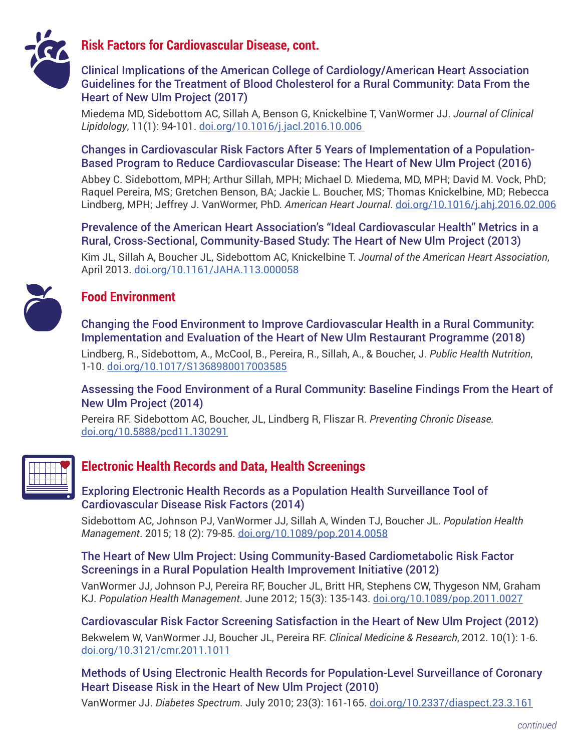## Risk Factors for Cardiovascular Disease, cont.

### Clinical Implications of the American College of Cardiology/American Heart Association Guidelines for the Treatment of Blood Cholesterol for a Rural Community: Data From the Heart of New Ulm Project (2017)

Miedema MD, Sidebottom AC, Sillah A, Benson G, Knickelbine T, VanWormer JJ. *Journal of Clinical Lipidology*, 11(1): 94-101. doi.org/10.1016/j.jacl.2016.10.006

### Changes in Cardiovascular Risk Factors After 5 Years of Implementation of a Population-Based Program to Reduce Cardiovascular Disease: The Heart of New Ulm Project (2016)

Abbey C. Sidebottom, MPH; Arthur Sillah, MPH; Michael D. Miedema, MD, MPH; David M. Vock, PhD; Raquel Pereira, MS; Gretchen Benson, BA; Jackie L. Boucher, MS; Thomas Knickelbine, MD; Rebecca Lindberg, MPH; Jeffrey J. VanWormer, PhD. *American Heart Journal*. doi.org/10.1016/j.ahj.2016.02.006

### Prevalence of the American Heart Association's "Ideal Cardiovascular Health" Metrics in a Rural, Cross-Sectional, Community-Based Study: The Heart of New Ulm Project (2013)

Kim JL, Sillah A, Boucher JL, Sidebottom AC, Knickelbine T. *Journal of the American Heart Association*, April 2013. doi.org/10.1161/JAHA.113.000058

## Food Environment

### Changing the Food Environment to Improve Cardiovascular Health in a Rural Community: Implementation and Evaluation of the Heart of New Ulm Restaurant Programme (2018)

Lindberg, R., Sidebottom, A., McCool, B., Pereira, R., Sillah, A., & Boucher, J. *Public Health Nutrition*, 1-10. doi.org/10.1017/S1368980017003585

### Assessing the Food Environment of a Rural Community: Baseline Findings From the Heart of New Ulm Project (2014)

Pereira RF. Sidebottom AC, Boucher, JL, Lindberg R, Fliszar R. *Preventing Chronic Disease.* doi.org/10.5888/pcd11.130291

## Electronic Health Records and Data, Health Screenings

### Exploring Electronic Health Records as a Population Health Surveillance Tool of Cardiovascular Disease Risk Factors (2014)

Sidebottom AC, Johnson PJ, VanWormer JJ, Sillah A, Winden TJ, Boucher JL. *Population Health Management*. 2015; 18 (2): 79-85. doi.org/10.1089/pop.2014.0058

### The Heart of New Ulm Project: Using Community-Based Cardiometabolic Risk Factor Screenings in a Rural Population Health Improvement Initiative (2012)

VanWormer JJ, Johnson PJ, Pereira RF, Boucher JL, Britt HR, Stephens CW, Thygeson NM, Graham KJ. *Population Health Management*. June 2012; 15(3): 135-143. doi.org/10.1089/pop.2011.0027

### Cardiovascular Risk Factor Screening Satisfaction in the Heart of New Ulm Project (2012)

Bekwelem W, VanWormer JJ, Boucher JL, Pereira RF. *Clinical Medicine & Research*, 2012. 10(1): 1-6. doi.org/10.3121/cmr.2011.1011

### Methods of Using Electronic Health Records for Population-Level Surveillance of Coronary Heart Disease Risk in the Heart of New Ulm Project (2010)

VanWormer JJ. *Diabetes Spectrum*. July 2010; 23(3): 161-165. doi.org/10.2337/diaspect.23.3.161

*continued*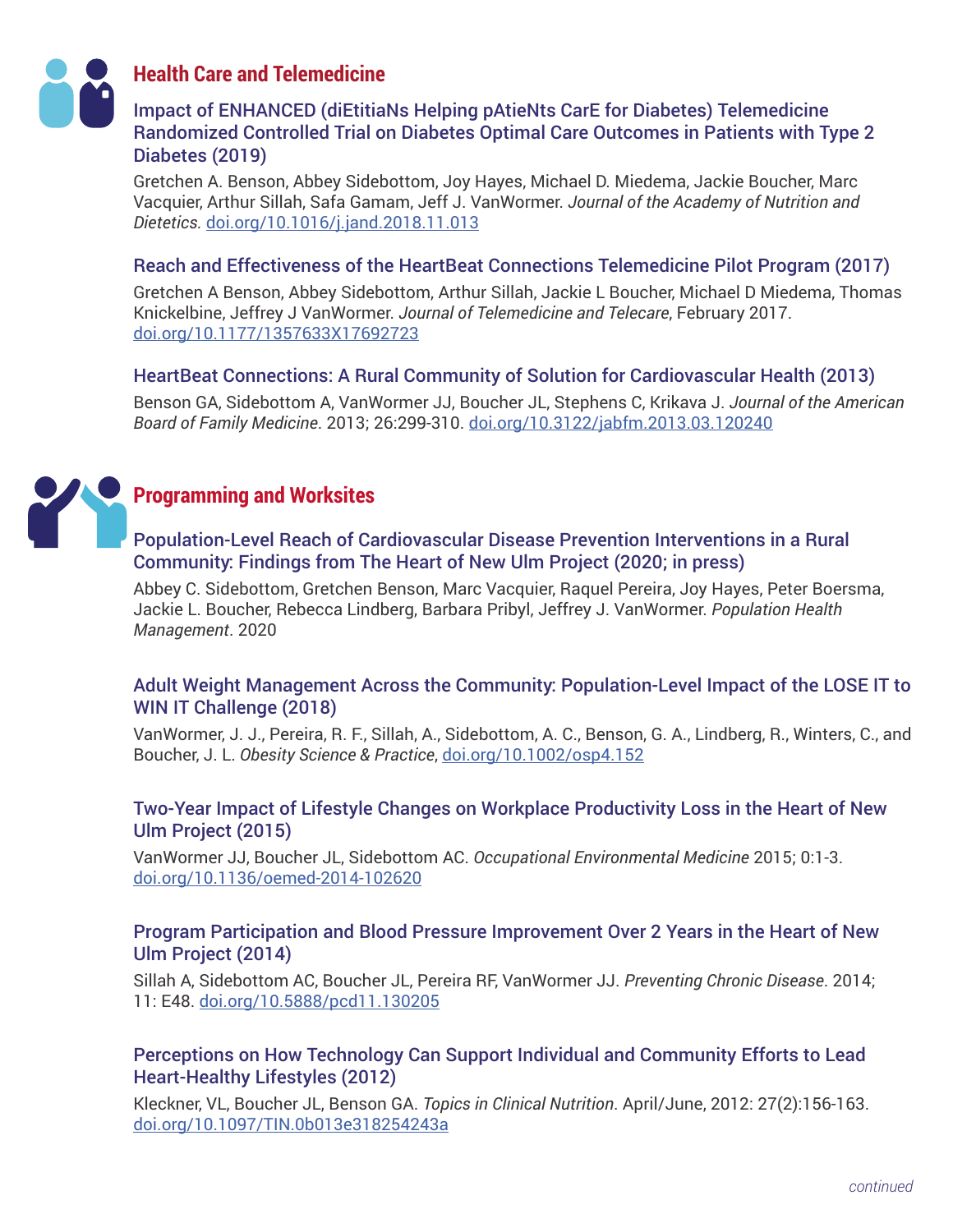## Health Care and Telemedicine

### Impact of ENHANCED (diEtitiaNs Helping pAtieNts CarE for Diabetes) Telemedicine Randomized Controlled Trial on Diabetes Optimal Care Outcomes in Patients with Type 2 Diabetes (2019)

Gretchen A. Benson, Abbey Sidebottom, Joy Hayes, Michael D. Miedema, Jackie Boucher, Marc Vacquier, Arthur Sillah, Safa Gamam, Jeff J. VanWormer. *Journal of the Academy of Nutrition and Dietetics.* doi.org/10.1016/j.jand.2018.11.013

### Reach and Effectiveness of the HeartBeat Connections Telemedicine Pilot Program (2017)

Gretchen A Benson, Abbey Sidebottom, Arthur Sillah, Jackie L Boucher, Michael D Miedema, Thomas Knickelbine, Jeffrey J VanWormer. *Journal of Telemedicine and Telecare*, February 2017. doi.org/10.1177/1357633X17692723

### HeartBeat Connections: A Rural Community of Solution for Cardiovascular Health (2013)

Benson GA, Sidebottom A, VanWormer JJ, Boucher JL, Stephens C, Krikava J. *Journal of the American Board of Family Medicine*. 2013; 26:299-310. doi.org/10.3122/jabfm.2013.03.120240

## Programming and Worksites

### Population-Level Reach of Cardiovascular Disease Prevention Interventions in a Rural Community: Findings from The Heart of New Ulm Project (2020; in press)

Abbey C. Sidebottom, Gretchen Benson, Marc Vacquier, Raquel Pereira, Joy Hayes, Peter Boersma, Jackie L. Boucher, Rebecca Lindberg, Barbara Pribyl, Jeffrey J. VanWormer. *Population Health Management*. 2020

### Adult Weight Management Across the Community: Population-Level Impact of the LOSE IT to WIN IT Challenge (2018)

VanWormer, J. J., Pereira, R. F., Sillah, A., Sidebottom, A. C., Benson, G. A., Lindberg, R., Winters, C., and Boucher, J. L. *Obesity Science & Practice*, doi.org/10.1002/osp4.152

### Two-Year Impact of Lifestyle Changes on Workplace Productivity Loss in the Heart of New Ulm Project (2015)

VanWormer JJ, Boucher JL, Sidebottom AC. *Occupational Environmental Medicine* 2015; 0:1-3. doi.org/10.1136/oemed-2014-102620

### Program Participation and Blood Pressure Improvement Over 2 Years in the Heart of New Ulm Project (2014)

Sillah A, Sidebottom AC, Boucher JL, Pereira RF, VanWormer JJ. *Preventing Chronic Disease*. 2014; 11: E48. doi.org/10.5888/pcd11.130205

### Perceptions on How Technology Can Support Individual and Community Efforts to Lead Heart-Healthy Lifestyles (2012)

Kleckner, VL, Boucher JL, Benson GA. *Topics in Clinical Nutrition*. April/June, 2012: 27(2):156-163. doi.org/10.1097/TIN.0b013e318254243a

*continued*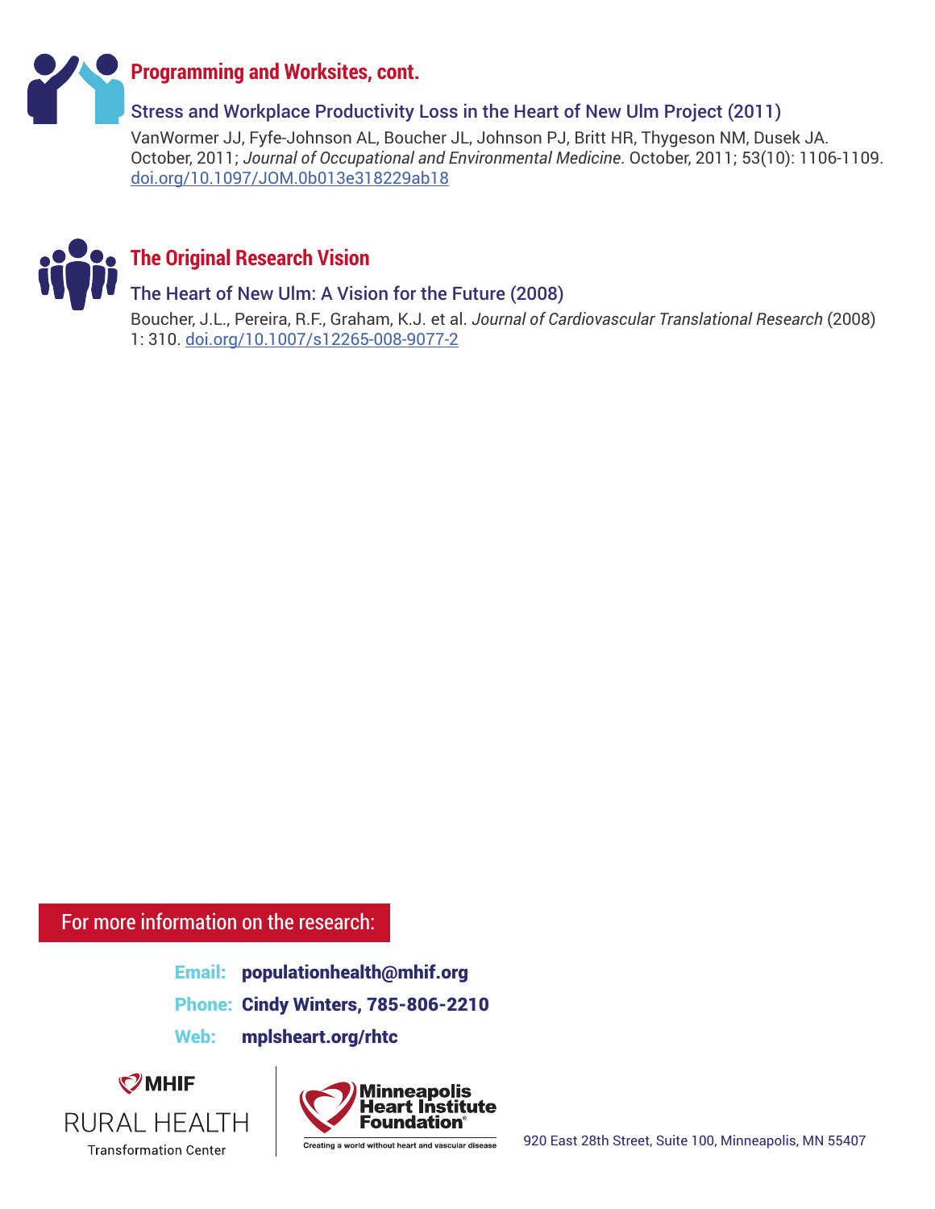## Programming and Worksites, cont.

### Stress and Workplace Productivity Loss in the Heart of New Ulm Project (2011)

VanWormer JJ, Fyfe-Johnson AL, Boucher JL, Johnson PJ, Britt HR, Thygeson NM, Dusek JA. October, 2011; *Journal of Occupational and Environmental Medicine*. October, 2011; 53(10): 1106-1109. doi.org/10.1097/JOM.0b013e318229ab18

## The Original Research Vision

### The Heart of New Ulm: A Vision for the Future (2008)

Boucher, J.L., Pereira, R.F., Graham, K.J. et al. *Journal of Cardiovascular Translational Research* (2008) 1: 310. doi.org/10.1007/s12265-008-9077-2

**For more information on the research:**

**Email:** **populationhealth@mhif.org**

**Phone:** **Cindy Winters, 785-806-2210**

**Web:** **mplsheart.org/rhtc**

MHIF RURAL HEALTH Transformation Center

Minneapolis Heart Institute Foundation®

Creating a world without heart and vascular disease

920 East 28th Street, Suite 100, Minneapolis, MN 55407